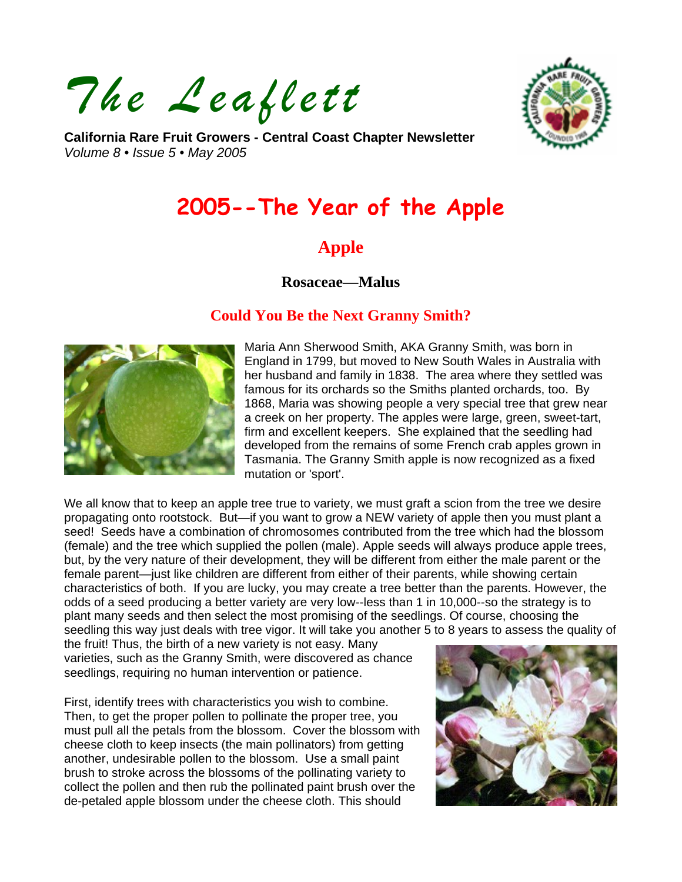# The Leaflett

**California Rare Fruit Growers - Central Coast Chapter Newsletter**
*Volume 8 • Issue 5 • May 2005*

# 2005--The Year of the Apple

## Apple

### Rosaceae—Malus

### Could You Be the Next Granny Smith?

Maria Ann Sherwood Smith, AKA Granny Smith, was born in England in 1799, but moved to New South Wales in Australia with her husband and family in 1838. The area where they settled was famous for its orchards so the Smiths planted orchards, too. By 1868, Maria was showing people a very special tree that grew near a creek on her property. The apples were large, green, sweet-tart, firm and excellent keepers. She explained that the seedling had developed from the remains of some French crab apples grown in Tasmania. The Granny Smith apple is now recognized as a fixed mutation or 'sport'.

We all know that to keep an apple tree true to variety, we must graft a scion from the tree we desire propagating onto rootstock. But—if you want to grow a NEW variety of apple then you must plant a seed! Seeds have a combination of chromosomes contributed from the tree which had the blossom (female) and the tree which supplied the pollen (male). Apple seeds will always produce apple trees, but, by the very nature of their development, they will be different from either the male parent or the female parent—just like children are different from either of their parents, while showing certain characteristics of both. If you are lucky, you may create a tree better than the parents. However, the odds of a seed producing a better variety are very low--less than 1 in 10,000--so the strategy is to plant many seeds and then select the most promising of the seedlings. Of course, choosing the seedling this way just deals with tree vigor. It will take you another 5 to 8 years to assess the quality of the fruit! Thus, the birth of a new variety is not easy. Many varieties, such as the Granny Smith, were discovered as chance seedlings, requiring no human intervention or patience.

First, identify trees with characteristics you wish to combine. Then, to get the proper pollen to pollinate the proper tree, you must pull all the petals from the blossom. Cover the blossom with cheese cloth to keep insects (the main pollinators) from getting another, undesirable pollen to the blossom. Use a small paint brush to stroke across the blossoms of the pollinating variety to collect the pollen and then rub the pollinated paint brush over the de-petaled apple blossom under the cheese cloth. This should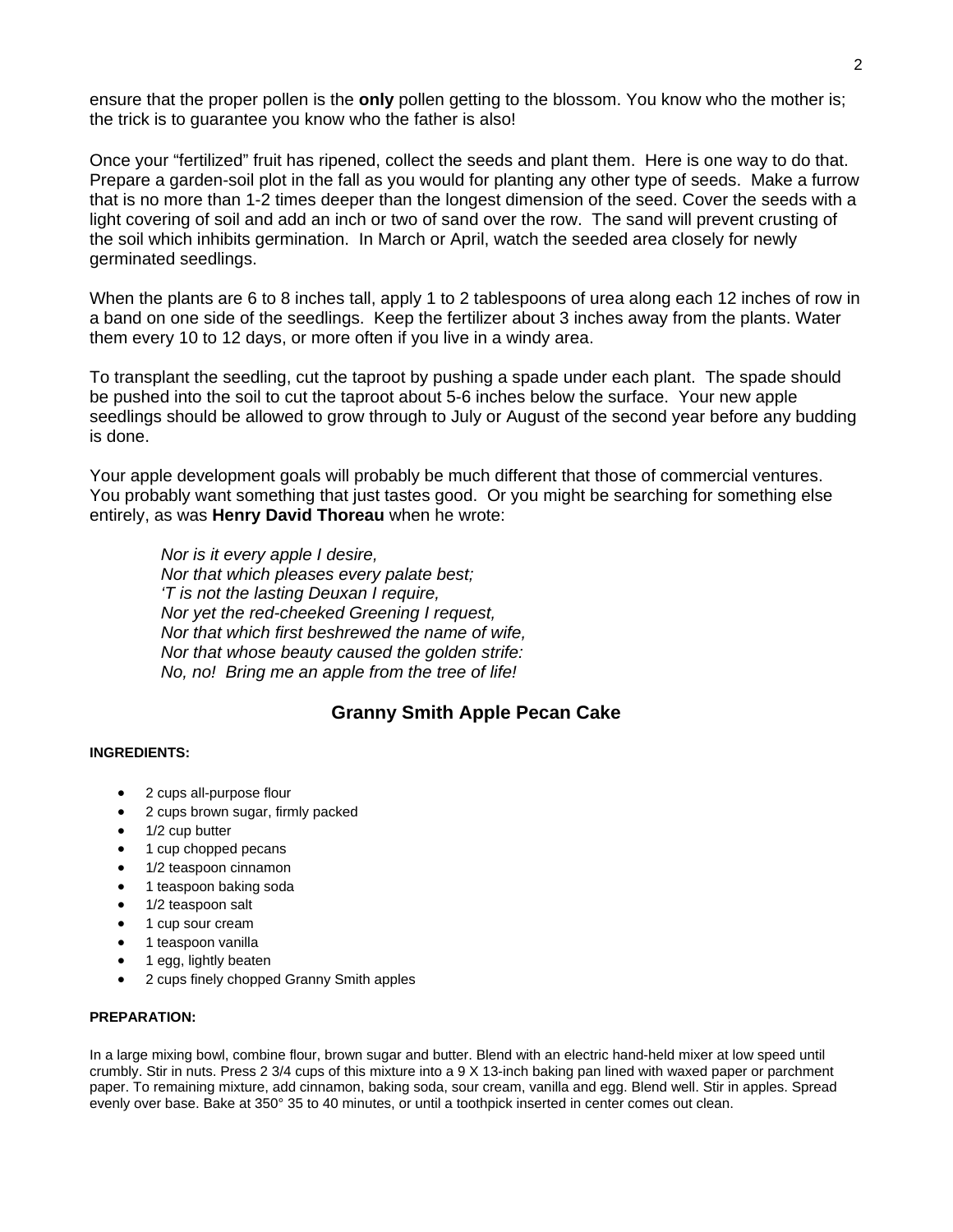ensure that the proper pollen is the **only** pollen getting to the blossom. You know who the mother is; the trick is to guarantee you know who the father is also!

Once your "fertilized" fruit has ripened, collect the seeds and plant them. Here is one way to do that. Prepare a garden-soil plot in the fall as you would for planting any other type of seeds. Make a furrow that is no more than 1-2 times deeper than the longest dimension of the seed. Cover the seeds with a light covering of soil and add an inch or two of sand over the row. The sand will prevent crusting of the soil which inhibits germination. In March or April, watch the seeded area closely for newly germinated seedlings.

When the plants are 6 to 8 inches tall, apply 1 to 2 tablespoons of urea along each 12 inches of row in a band on one side of the seedlings. Keep the fertilizer about 3 inches away from the plants. Water them every 10 to 12 days, or more often if you live in a windy area.

To transplant the seedling, cut the taproot by pushing a spade under each plant. The spade should be pushed into the soil to cut the taproot about 5-6 inches below the surface. Your new apple seedlings should be allowed to grow through to July or August of the second year before any budding is done.

Your apple development goals will probably be much different that those of commercial ventures. You probably want something that just tastes good. Or you might be searching for something else entirely, as was **Henry David Thoreau** when he wrote:

> *Nor is it every apple I desire,*
> *Nor that which pleases every palate best;*
> *'T is not the lasting Deuxan I require,*
> *Nor yet the red-cheeked Greening I request,*
> *Nor that which first beshrewed the name of wife,*
> *Nor that whose beauty caused the golden strife:*
> *No, no! Bring me an apple from the tree of life!*

## Granny Smith Apple Pecan Cake

**INGREDIENTS:**

- 2 cups all-purpose flour
- 2 cups brown sugar, firmly packed
- 1/2 cup butter
- 1 cup chopped pecans
- 1/2 teaspoon cinnamon
- 1 teaspoon baking soda
- 1/2 teaspoon salt
- 1 cup sour cream
- 1 teaspoon vanilla
- 1 egg, lightly beaten
- 2 cups finely chopped Granny Smith apples

**PREPARATION:**

In a large mixing bowl, combine flour, brown sugar and butter. Blend with an electric hand-held mixer at low speed until crumbly. Stir in nuts. Press 2 3/4 cups of this mixture into a 9 X 13-inch baking pan lined with waxed paper or parchment paper. To remaining mixture, add cinnamon, baking soda, sour cream, vanilla and egg. Blend well. Stir in apples. Spread evenly over base. Bake at 350° 35 to 40 minutes, or until a toothpick inserted in center comes out clean.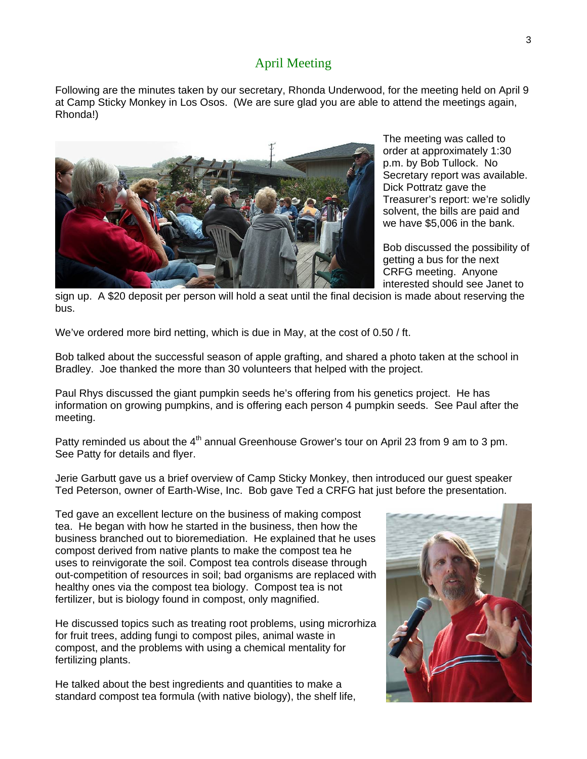## April Meeting

Following are the minutes taken by our secretary, Rhonda Underwood, for the meeting held on April 9 at Camp Sticky Monkey in Los Osos. (We are sure glad you are able to attend the meetings again, Rhonda!)

The meeting was called to order at approximately 1:30 p.m. by Bob Tullock. No Secretary report was available. Dick Pottratz gave the Treasurer's report: we're solidly solvent, the bills are paid and we have $5,006 in the bank.

Bob discussed the possibility of getting a bus for the next CRFG meeting. Anyone interested should see Janet to sign up. A $20 deposit per person will hold a seat until the final decision is made about reserving the bus.

We've ordered more bird netting, which is due in May, at the cost of 0.50 / ft.

Bob talked about the successful season of apple grafting, and shared a photo taken at the school in Bradley. Joe thanked the more than 30 volunteers that helped with the project.

Paul Rhys discussed the giant pumpkin seeds he's offering from his genetics project. He has information on growing pumpkins, and is offering each person 4 pumpkin seeds. See Paul after the meeting.

Patty reminded us about the 4th annual Greenhouse Grower's tour on April 23 from 9 am to 3 pm. See Patty for details and flyer.

Jerie Garbutt gave us a brief overview of Camp Sticky Monkey, then introduced our guest speaker Ted Peterson, owner of Earth-Wise, Inc. Bob gave Ted a CRFG hat just before the presentation.

Ted gave an excellent lecture on the business of making compost tea. He began with how he started in the business, then how the business branched out to bioremediation. He explained that he uses compost derived from native plants to make the compost tea he uses to reinvigorate the soil. Compost tea controls disease through out-competition of resources in soil; bad organisms are replaced with healthy ones via the compost tea biology. Compost tea is not fertilizer, but is biology found in compost, only magnified.

He discussed topics such as treating root problems, using microrhiza for fruit trees, adding fungi to compost piles, animal waste in compost, and the problems with using a chemical mentality for fertilizing plants.

He talked about the best ingredients and quantities to make a standard compost tea formula (with native biology), the shelf life,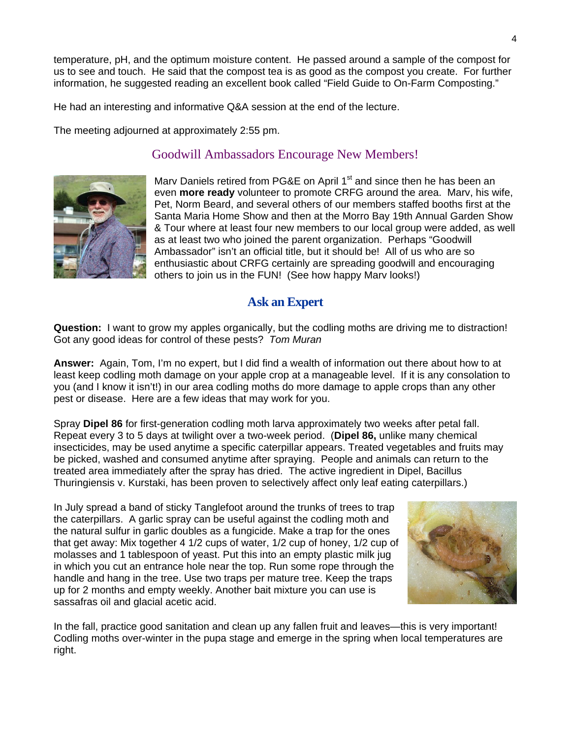temperature, pH, and the optimum moisture content. He passed around a sample of the compost for us to see and touch. He said that the compost tea is as good as the compost you create. For further information, he suggested reading an excellent book called "Field Guide to On-Farm Composting."

He had an interesting and informative Q&A session at the end of the lecture.

The meeting adjourned at approximately 2:55 pm.

## Goodwill Ambassadors Encourage New Members!

Marv Daniels retired from PG&E on April 1st and since then he has been an even **more ready** volunteer to promote CRFG around the area. Marv, his wife, Pet, Norm Beard, and several others of our members staffed booths first at the Santa Maria Home Show and then at the Morro Bay 19th Annual Garden Show & Tour where at least four new members to our local group were added, as well as at least two who joined the parent organization. Perhaps "Goodwill Ambassador" isn't an official title, but it should be! All of us who are so enthusiastic about CRFG certainly are spreading goodwill and encouraging others to join us in the FUN! (See how happy Marv looks!)

## Ask an Expert

**Question:** I want to grow my apples organically, but the codling moths are driving me to distraction! Got any good ideas for control of these pests? *Tom Muran*

**Answer:** Again, Tom, I'm no expert, but I did find a wealth of information out there about how to at least keep codling moth damage on your apple crop at a manageable level. If it is any consolation to you (and I know it isn't!) in our area codling moths do more damage to apple crops than any other pest or disease. Here are a few ideas that may work for you.

Spray **Dipel 86** for first-generation codling moth larva approximately two weeks after petal fall. Repeat every 3 to 5 days at twilight over a two-week period. (**Dipel 86,** unlike many chemical insecticides, may be used anytime a specific caterpillar appears. Treated vegetables and fruits may be picked, washed and consumed anytime after spraying. People and animals can return to the treated area immediately after the spray has dried. The active ingredient in Dipel, Bacillus Thuringiensis v. Kurstaki, has been proven to selectively affect only leaf eating caterpillars.)

In July spread a band of sticky Tanglefoot around the trunks of trees to trap the caterpillars. A garlic spray can be useful against the codling moth and the natural sulfur in garlic doubles as a fungicide. Make a trap for the ones that get away: Mix together 4 1/2 cups of water, 1/2 cup of honey, 1/2 cup of molasses and 1 tablespoon of yeast. Put this into an empty plastic milk jug in which you cut an entrance hole near the top. Run some rope through the handle and hang in the tree. Use two traps per mature tree. Keep the traps up for 2 months and empty weekly. Another bait mixture you can use is sassafras oil and glacial acetic acid.

In the fall, practice good sanitation and clean up any fallen fruit and leaves—this is very important! Codling moths over-winter in the pupa stage and emerge in the spring when local temperatures are right.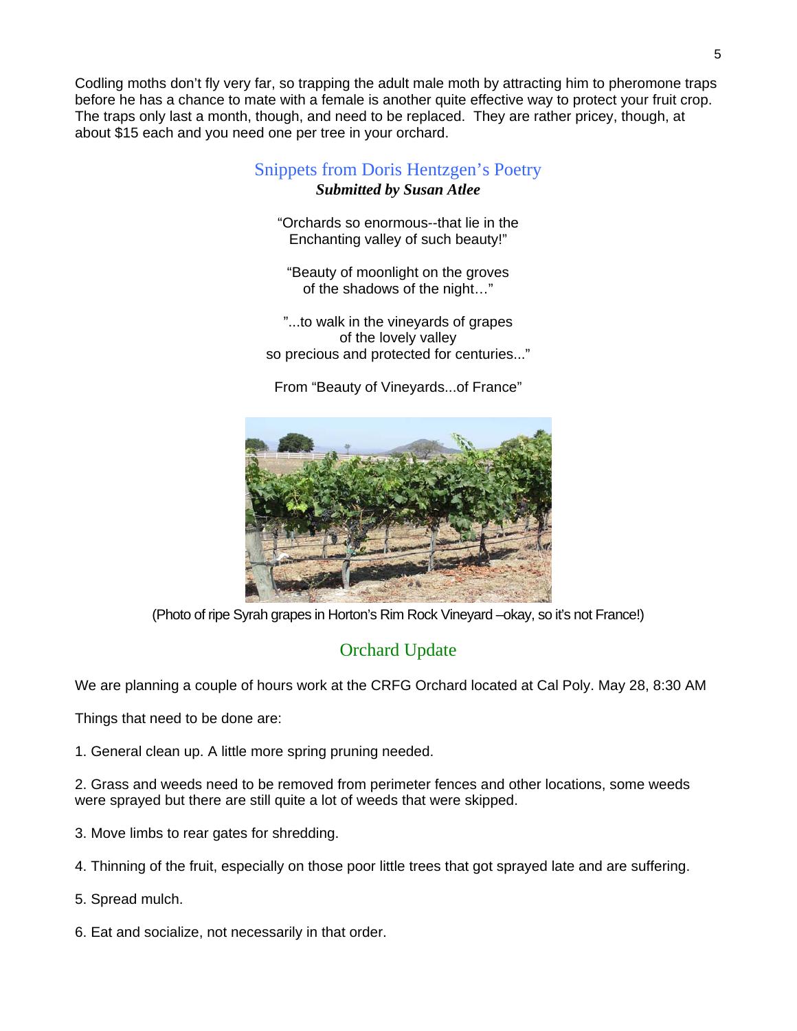Codling moths don't fly very far, so trapping the adult male moth by attracting him to pheromone traps before he has a chance to mate with a female is another quite effective way to protect your fruit crop. The traps only last a month, though, and need to be replaced. They are rather pricey, though, at about $15 each and you need one per tree in your orchard.

## Snippets from Doris Hentzgen's Poetry

***Submitted by Susan Atlee***

"Orchards so enormous--that lie in the
Enchanting valley of such beauty!"

"Beauty of moonlight on the groves
of the shadows of the night…"

"...to walk in the vineyards of grapes
of the lovely valley
so precious and protected for centuries..."

From "Beauty of Vineyards...of France"

(Photo of ripe Syrah grapes in Horton's Rim Rock Vineyard –okay, so it's not France!)

## Orchard Update

We are planning a couple of hours work at the CRFG Orchard located at Cal Poly. May 28, 8:30 AM

Things that need to be done are:

1. General clean up. A little more spring pruning needed.

2. Grass and weeds need to be removed from perimeter fences and other locations, some weeds were sprayed but there are still quite a lot of weeds that were skipped.

3. Move limbs to rear gates for shredding.

4. Thinning of the fruit, especially on those poor little trees that got sprayed late and are suffering.

5. Spread mulch.

6. Eat and socialize, not necessarily in that order.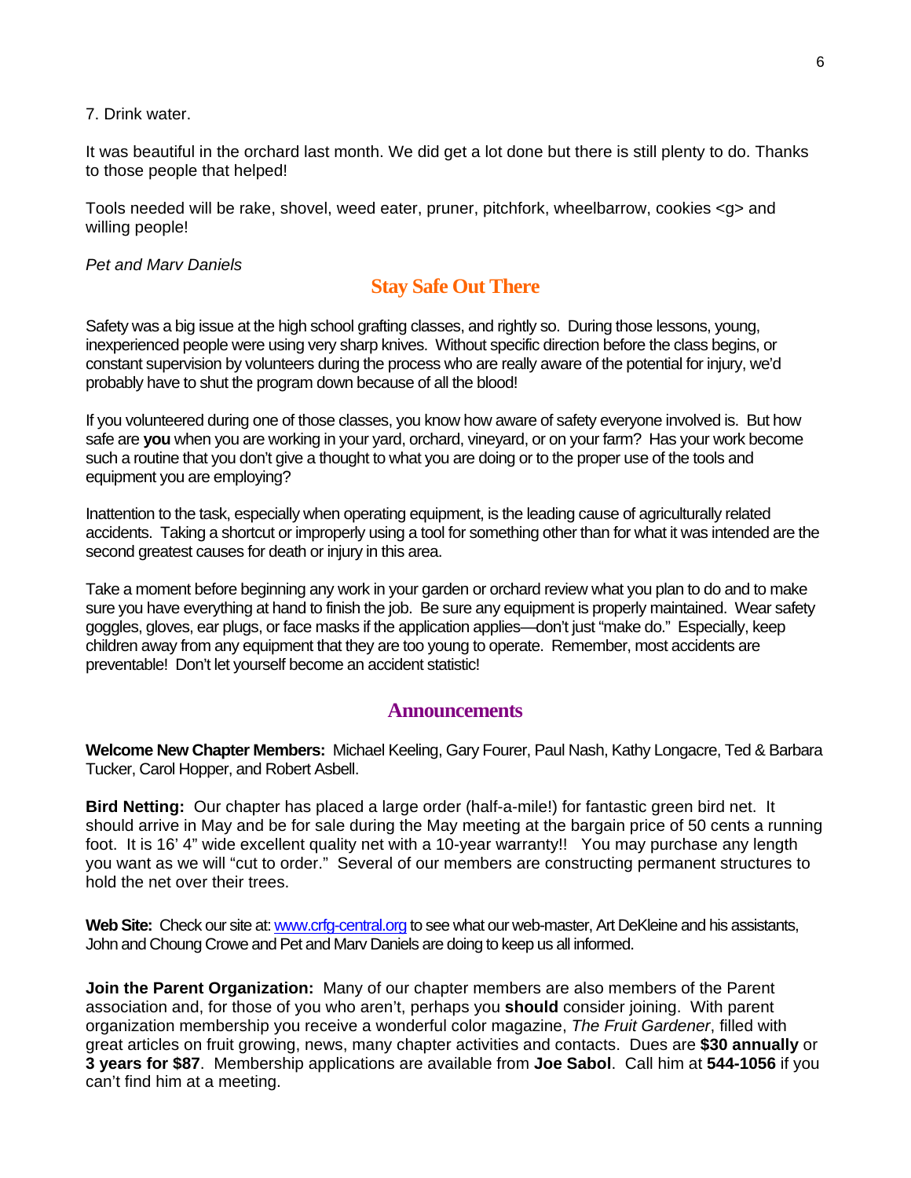7. Drink water.

It was beautiful in the orchard last month. We did get a lot done but there is still plenty to do. Thanks to those people that helped!

Tools needed will be rake, shovel, weed eater, pruner, pitchfork, wheelbarrow, cookies <g> and willing people!

*Pet and Marv Daniels*

## Stay Safe Out There

Safety was a big issue at the high school grafting classes, and rightly so. During those lessons, young, inexperienced people were using very sharp knives. Without specific direction before the class begins, or constant supervision by volunteers during the process who are really aware of the potential for injury, we'd probably have to shut the program down because of all the blood!

If you volunteered during one of those classes, you know how aware of safety everyone involved is. But how safe are **you** when you are working in your yard, orchard, vineyard, or on your farm? Has your work become such a routine that you don't give a thought to what you are doing or to the proper use of the tools and equipment you are employing?

Inattention to the task, especially when operating equipment, is the leading cause of agriculturally related accidents. Taking a shortcut or improperly using a tool for something other than for what it was intended are the second greatest causes for death or injury in this area.

Take a moment before beginning any work in your garden or orchard review what you plan to do and to make sure you have everything at hand to finish the job. Be sure any equipment is properly maintained. Wear safety goggles, gloves, ear plugs, or face masks if the application applies—don't just "make do." Especially, keep children away from any equipment that they are too young to operate. Remember, most accidents are preventable! Don't let yourself become an accident statistic!

## Announcements

**Welcome New Chapter Members:** Michael Keeling, Gary Fourer, Paul Nash, Kathy Longacre, Ted & Barbara Tucker, Carol Hopper, and Robert Asbell.

**Bird Netting:** Our chapter has placed a large order (half-a-mile!) for fantastic green bird net. It should arrive in May and be for sale during the May meeting at the bargain price of 50 cents a running foot. It is 16' 4" wide excellent quality net with a 10-year warranty!! You may purchase any length you want as we will "cut to order." Several of our members are constructing permanent structures to hold the net over their trees.

**Web Site:** Check our site at: www.crfg-central.org to see what our web-master, Art DeKleine and his assistants, John and Choung Crowe and Pet and Marv Daniels are doing to keep us all informed.

**Join the Parent Organization:** Many of our chapter members are also members of the Parent association and, for those of you who aren't, perhaps you **should** consider joining. With parent organization membership you receive a wonderful color magazine, *The Fruit Gardener*, filled with great articles on fruit growing, news, many chapter activities and contacts. Dues are **$30 annually** or **3 years for $87**. Membership applications are available from **Joe Sabol**. Call him at **544-1056** if you can't find him at a meeting.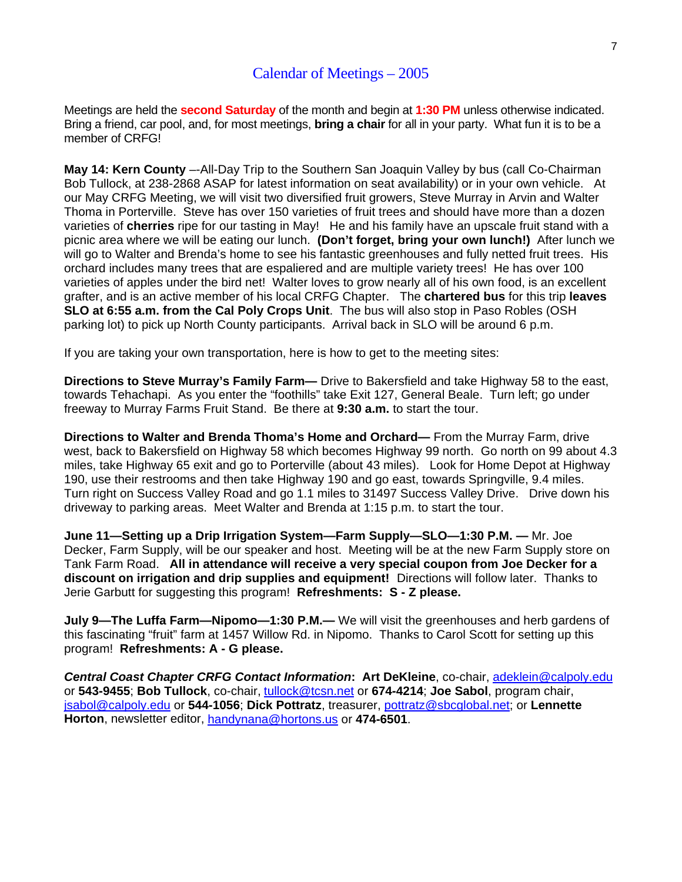# Calendar of Meetings – 2005

Meetings are held the **second Saturday** of the month and begin at **1:30 PM** unless otherwise indicated. Bring a friend, car pool, and, for most meetings, **bring a chair** for all in your party. What fun it is to be a member of CRFG!

**May 14: Kern County** –-All-Day Trip to the Southern San Joaquin Valley by bus (call Co-Chairman Bob Tullock, at 238-2868 ASAP for latest information on seat availability) or in your own vehicle. At our May CRFG Meeting, we will visit two diversified fruit growers, Steve Murray in Arvin and Walter Thoma in Porterville. Steve has over 150 varieties of fruit trees and should have more than a dozen varieties of **cherries** ripe for our tasting in May! He and his family have an upscale fruit stand with a picnic area where we will be eating our lunch. **(Don't forget, bring your own lunch!)** After lunch we will go to Walter and Brenda's home to see his fantastic greenhouses and fully netted fruit trees. His orchard includes many trees that are espaliered and are multiple variety trees! He has over 100 varieties of apples under the bird net! Walter loves to grow nearly all of his own food, is an excellent grafter, and is an active member of his local CRFG Chapter. The **chartered bus** for this trip **leaves SLO at 6:55 a.m. from the Cal Poly Crops Unit**. The bus will also stop in Paso Robles (OSH parking lot) to pick up North County participants. Arrival back in SLO will be around 6 p.m.

If you are taking your own transportation, here is how to get to the meeting sites:

**Directions to Steve Murray's Family Farm—** Drive to Bakersfield and take Highway 58 to the east, towards Tehachapi. As you enter the "foothills" take Exit 127, General Beale. Turn left; go under freeway to Murray Farms Fruit Stand. Be there at **9:30 a.m.** to start the tour.

**Directions to Walter and Brenda Thoma's Home and Orchard—** From the Murray Farm, drive west, back to Bakersfield on Highway 58 which becomes Highway 99 north. Go north on 99 about 4.3 miles, take Highway 65 exit and go to Porterville (about 43 miles). Look for Home Depot at Highway 190, use their restrooms and then take Highway 190 and go east, towards Springville, 9.4 miles. Turn right on Success Valley Road and go 1.1 miles to 31497 Success Valley Drive. Drive down his driveway to parking areas. Meet Walter and Brenda at 1:15 p.m. to start the tour.

**June 11—Setting up a Drip Irrigation System—Farm Supply—SLO—1:30 P.M. —** Mr. Joe Decker, Farm Supply, will be our speaker and host. Meeting will be at the new Farm Supply store on Tank Farm Road. **All in attendance will receive a very special coupon from Joe Decker for a discount on irrigation and drip supplies and equipment!** Directions will follow later. Thanks to Jerie Garbutt for suggesting this program! **Refreshments: S - Z please.**

**July 9—The Luffa Farm—Nipomo—1:30 P.M.—** We will visit the greenhouses and herb gardens of this fascinating "fruit" farm at 1457 Willow Rd. in Nipomo. Thanks to Carol Scott for setting up this program! **Refreshments: A - G please.**

***Central Coast Chapter CRFG Contact Information*****:** **Art DeKleine**, co-chair, adeklein@calpoly.edu or **543-9455**; **Bob Tullock**, co-chair, tullock@tcsn.net or **674-4214**; **Joe Sabol**, program chair, jsabol@calpoly.edu or **544-1056**; **Dick Pottratz**, treasurer, pottratz@sbcglobal.net; or **Lennette Horton**, newsletter editor, handynana@hortons.us or **474-6501**.